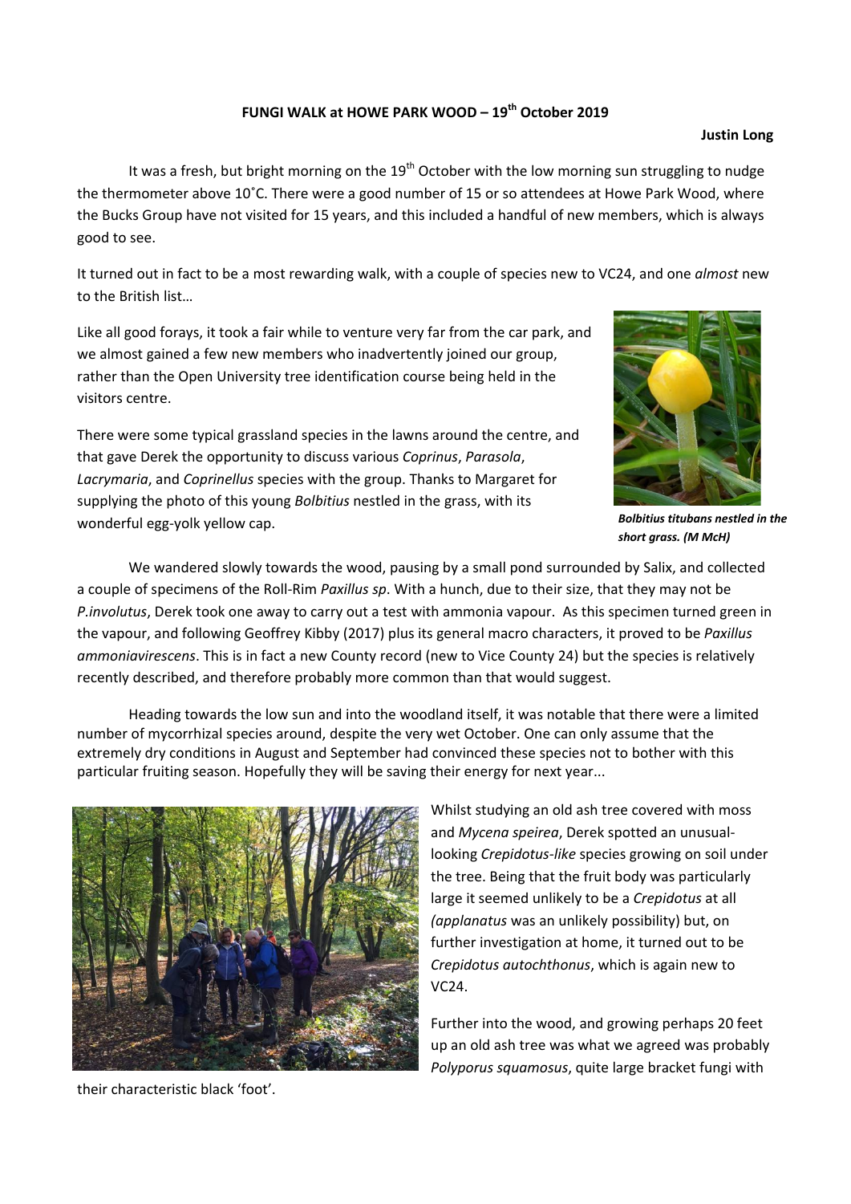**FUNGI WALK at HOWE PARK WOOD – 19th October 2019**

**Justin Long**

It was a fresh, but bright morning on the 19th October with the low morning sun struggling to nudge the thermometer above 10˚C. There were a good number of 15 or so attendees at Howe Park Wood, where the Bucks Group have not visited for 15 years, and this included a handful of new members, which is always good to see.

It turned out in fact to be a most rewarding walk, with a couple of species new to VC24, and one *almost* new to the British list…

Like all good forays, it took a fair while to venture very far from the car park, and we almost gained a few new members who inadvertently joined our group, rather than the Open University tree identification course being held in the visitors centre.

There were some typical grassland species in the lawns around the centre, and that gave Derek the opportunity to discuss various *Coprinus*, *Parasola*, *Lacrymaria*, and *Coprinellus* species with the group. Thanks to Margaret for supplying the photo of this young *Bolbitius* nestled in the grass, with its wonderful egg-yolk yellow cap.

***Bolbitius titubans nestled in the short grass. (M McH)***

We wandered slowly towards the wood, pausing by a small pond surrounded by Salix, and collected a couple of specimens of the Roll-Rim *Paxillus sp*. With a hunch, due to their size, that they may not be *P.involutus*, Derek took one away to carry out a test with ammonia vapour. As this specimen turned green in the vapour, and following Geoffrey Kibby (2017) plus its general macro characters, it proved to be *Paxillus ammoniavirescens*. This is in fact a new County record (new to Vice County 24) but the species is relatively recently described, and therefore probably more common than that would suggest.

Heading towards the low sun and into the woodland itself, it was notable that there were a limited number of mycorrhizal species around, despite the very wet October. One can only assume that the extremely dry conditions in August and September had convinced these species not to bother with this particular fruiting season. Hopefully they will be saving their energy for next year...

Whilst studying an old ash tree covered with moss and *Mycena speirea*, Derek spotted an unusual-looking *Crepidotus-like* species growing on soil under the tree. Being that the fruit body was particularly large it seemed unlikely to be a *Crepidotus* at all *(applanatus* was an unlikely possibility) but, on further investigation at home, it turned out to be *Crepidotus autochthonus*, which is again new to VC24.

Further into the wood, and growing perhaps 20 feet up an old ash tree was what we agreed was probably *Polyporus squamosus*, quite large bracket fungi with their characteristic black 'foot'.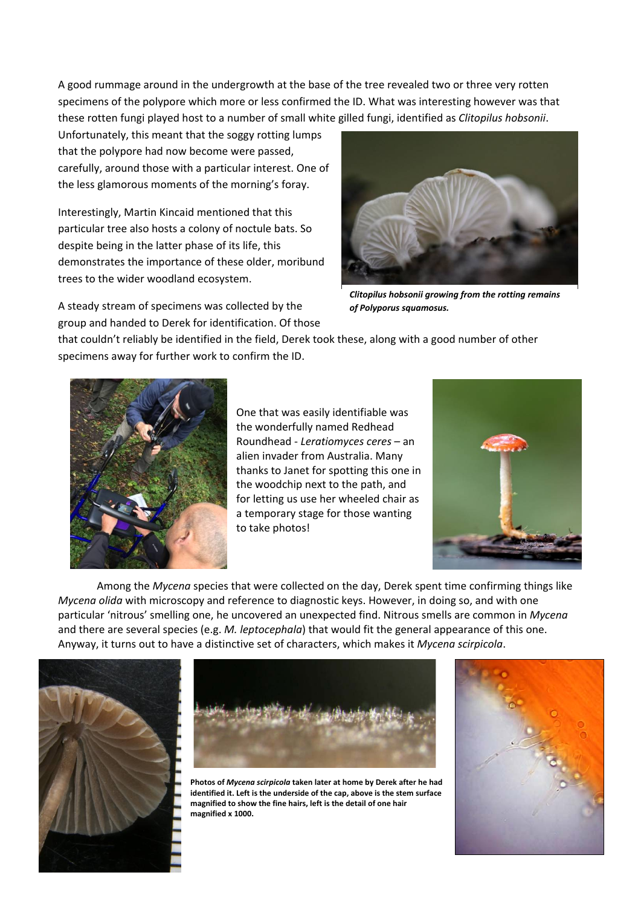A good rummage around in the undergrowth at the base of the tree revealed two or three very rotten specimens of the polypore which more or less confirmed the ID. What was interesting however was that these rotten fungi played host to a number of small white gilled fungi, identified as *Clitopilus hobsonii*. Unfortunately, this meant that the soggy rotting lumps that the polypore had now become were passed, carefully, around those with a particular interest. One of the less glamorous moments of the morning's foray.

Interestingly, Martin Kincaid mentioned that this particular tree also hosts a colony of noctule bats. So despite being in the latter phase of its life, this demonstrates the importance of these older, moribund trees to the wider woodland ecosystem.

***Clitopilus hobsonii* growing from the rotting remains of *Polyporus squamosus.***

A steady stream of specimens was collected by the group and handed to Derek for identification. Of those that couldn't reliably be identified in the field, Derek took these, along with a good number of other specimens away for further work to confirm the ID.

One that was easily identifiable was the wonderfully named Redhead Roundhead - *Leratiomyces ceres* – an alien invader from Australia. Many thanks to Janet for spotting this one in the woodchip next to the path, and for letting us use her wheeled chair as a temporary stage for those wanting to take photos!

Among the *Mycena* species that were collected on the day, Derek spent time confirming things like *Mycena olida* with microscopy and reference to diagnostic keys. However, in doing so, and with one particular 'nitrous' smelling one, he uncovered an unexpected find. Nitrous smells are common in *Mycena* and there are several species (e.g. *M. leptocephala*) that would fit the general appearance of this one. Anyway, it turns out to have a distinctive set of characters, which makes it *Mycena scirpicola*.

**Photos of *Mycena scirpicola* taken later at home by Derek after he had identified it. Left is the underside of the cap, above is the stem surface magnified to show the fine hairs, left is the detail of one hair magnified x 1000.**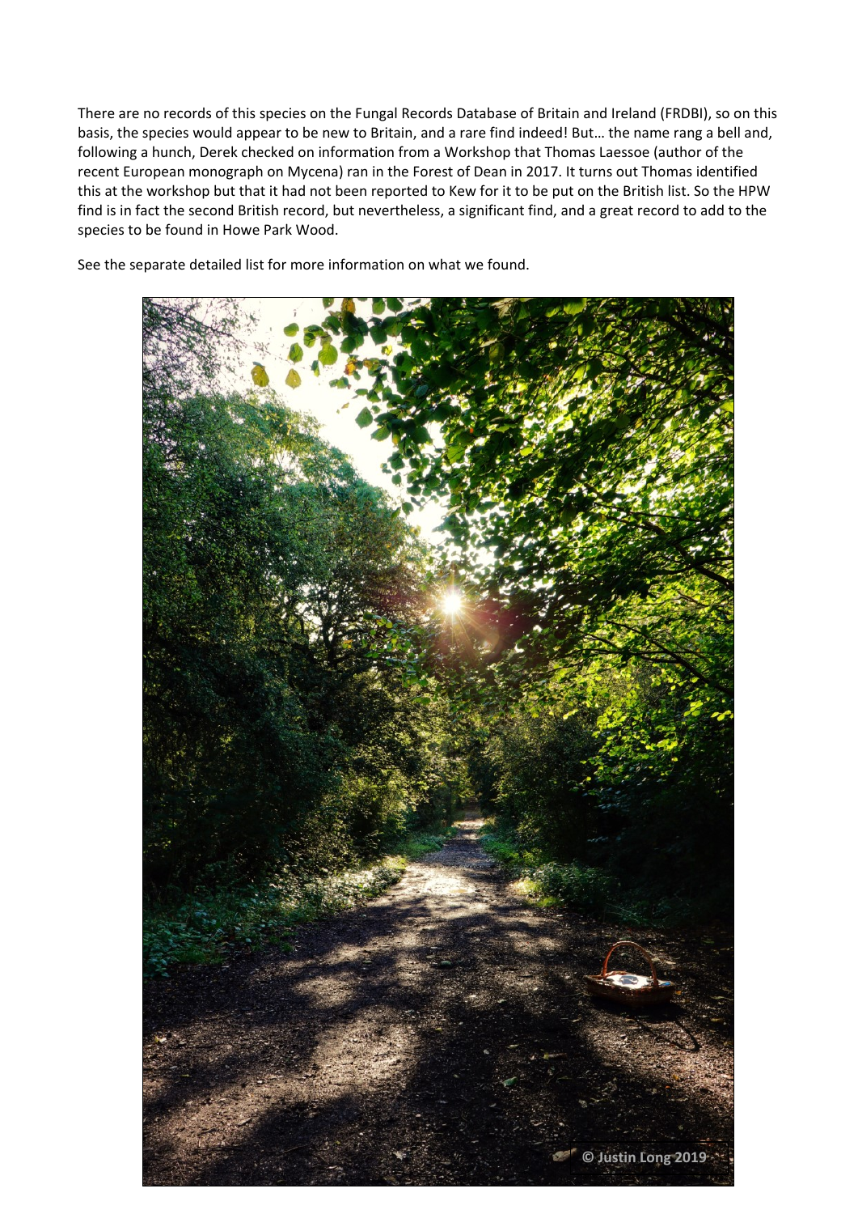There are no records of this species on the Fungal Records Database of Britain and Ireland (FRDBI), so on this basis, the species would appear to be new to Britain, and a rare find indeed! But… the name rang a bell and, following a hunch, Derek checked on information from a Workshop that Thomas Laessoe (author of the recent European monograph on Mycena) ran in the Forest of Dean in 2017. It turns out Thomas identified this at the workshop but that it had not been reported to Kew for it to be put on the British list. So the HPW find is in fact the second British record, but nevertheless, a significant find, and a great record to add to the species to be found in Howe Park Wood.

See the separate detailed list for more information on what we found.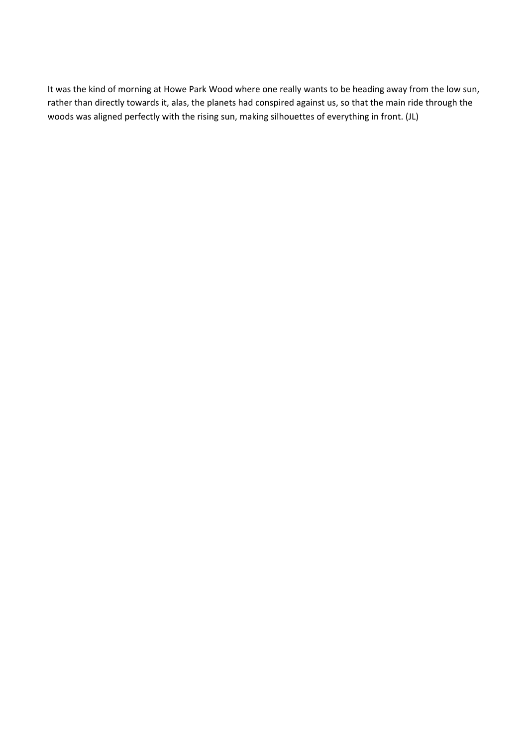It was the kind of morning at Howe Park Wood where one really wants to be heading away from the low sun, rather than directly towards it, alas, the planets had conspired against us, so that the main ride through the woods was aligned perfectly with the rising sun, making silhouettes of everything in front. (JL)